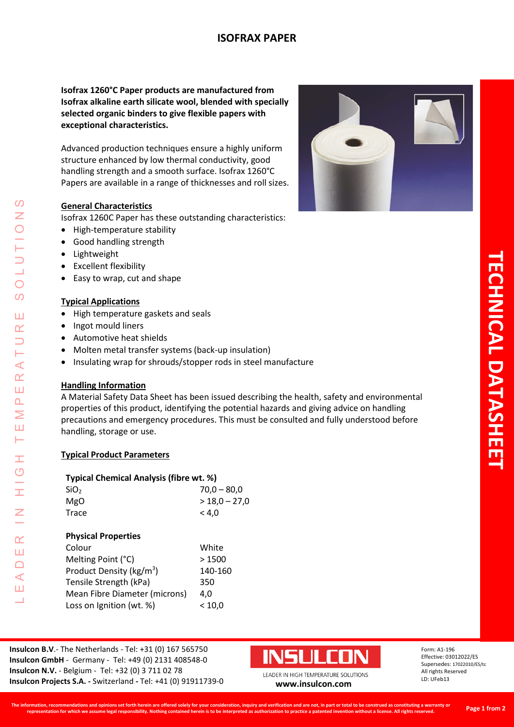# ISOFRAX PAPER

**Isofrax 1260°C Paper products are manufactured from Isofrax alkaline earth silicate wool, blended with specially selected organic binders to give flexible papers with exceptional characteristics.**

Advanced production techniques ensure a highly uniform structure enhanced by low thermal conductivity, good handling strength and a smooth surface. Isofrax 1260°C Papers are available in a range of thicknesses and roll sizes.

## General Characteristics

Isofrax 1260C Paper has these outstanding characteristics:

- High-temperature stability
- Good handling strength
- Lightweight
- Excellent flexibility
- Easy to wrap, cut and shape

## Typical Applications

- High temperature gaskets and seals
- Ingot mould liners
- Automotive heat shields
- Molten metal transfer systems (back-up insulation)
- Insulating wrap for shrouds/stopper rods in steel manufacture

## Handling Information

A Material Safety Data Sheet has been issued describing the health, safety and environmental properties of this product, identifying the potential hazards and giving advice on handling precautions and emergency procedures. This must be consulted and fully understood before handling, storage or use.

## Typical Product Parameters

**Typical Chemical Analysis (fibre wt. %)**

| | |
|---|---|
| $SiO_2$ | 70,0 – 80,0 |
| MgO | > 18,0 – 27,0 |
| Trace | < 4,0 |

**Physical Properties**

| | |
|---|---|
| Colour | White |
| Melting Point (°C) | > 1500 |
| Product Density (kg/m$^3$) | 140-160 |
| Tensile Strength (kPa) | 350 |
| Mean Fibre Diameter (microns) | 4,0 |
| Loss on Ignition (wt. %) | < 10,0 |

**Insulcon B.V**.- The Netherlands - Tel: +31 (0) 167 565750
**Insulcon GmbH** - Germany - Tel: +49 (0) 2131 408548-0
**Insulcon N.V.** - Belgium - Tel: +32 (0) 3 711 02 78
**Insulcon Projects S.A.** - Switzerland - Tel: +41 (0) 91911739-0

INSULCON
LEADER IN HIGH TEMPERATURE SOLUTIONS
**www.insulcon.com**

Form: A1-196
Effective: 03012022/ES
Supersedes: 17022010/ES/tc
All rights Reserved
LD: UFeb13

The information, recommendations and opinions set forth herein are offered solely for your consideration, inquiry and verification and are not, in part or total to be construed as constituting a warranty or representation for which we assume legal responsibility. Nothing contained herein is to be interpreted as authorization to practice a patented invention without a license. All rights reserved.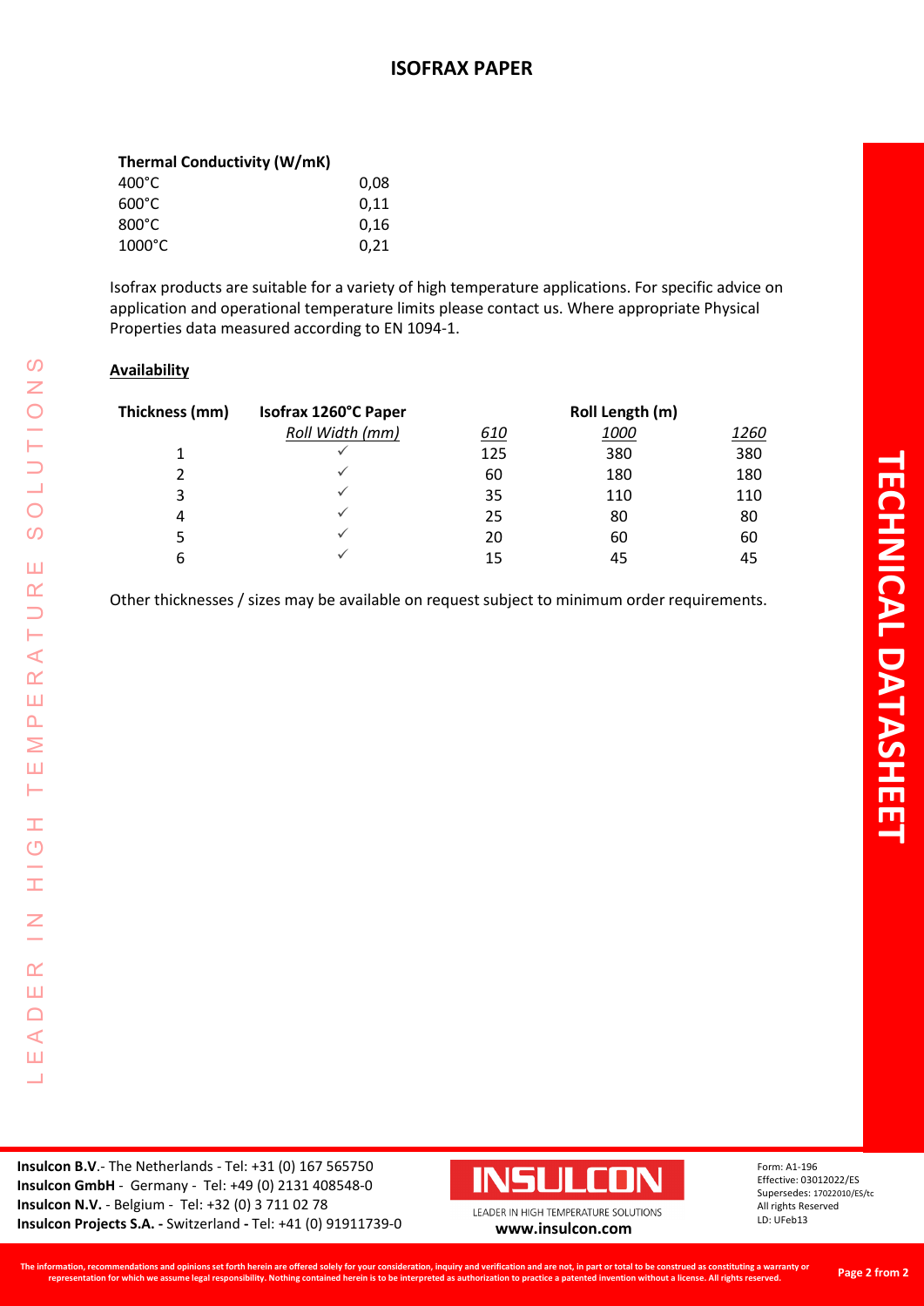# ISOFRAX PAPER

| **Thermal Conductivity (W/mK)** | |
|---|---|
| 400°C | 0,08 |
| 600°C | 0,11 |
| 800°C | 0,16 |
| 1000°C | 0,21 |

Isofrax products are suitable for a variety of high temperature applications. For specific advice on application and operational temperature limits please contact us. Where appropriate Physical Properties data measured according to EN 1094-1.

## Availability

| **Thickness (mm)** | **Isofrax 1260°C Paper** | | **Roll Length (m)** | |
|---|---|---|---|---|
| | *Roll Width (mm)* | *610* | *1000* | *1260* |
| 1 | ✓ | 125 | 380 | 380 |
| 2 | ✓ | 60 | 180 | 180 |
| 3 | ✓ | 35 | 110 | 110 |
| 4 | ✓ | 25 | 80 | 80 |
| 5 | ✓ | 20 | 60 | 60 |
| 6 | ✓ | 15 | 45 | 45 |

Other thicknesses / sizes may be available on request subject to minimum order requirements.

**Insulcon B.V**.- The Netherlands - Tel: +31 (0) 167 565750
**Insulcon GmbH** - Germany - Tel: +49 (0) 2131 408548-0
**Insulcon N.V.** - Belgium - Tel: +32 (0) 3 711 02 78
**Insulcon Projects S.A. -** Switzerland **-** Tel: +41 (0) 91911739-0

INSULCON
LEADER IN HIGH TEMPERATURE SOLUTIONS
**www.insulcon.com**

Form: A1-196
Effective: 03012022/ES
Supersedes: 17022010/ES/tc
All rights Reserved
LD: UFeb13

The information, recommendations and opinions set forth herein are offered solely for your consideration, inquiry and verification and are not, in part or total to be construed as constituting a warranty or representation for which we assume legal responsibility. Nothing contained herein is to be interpreted as authorization to practice a patented invention without a license. All rights reserved.